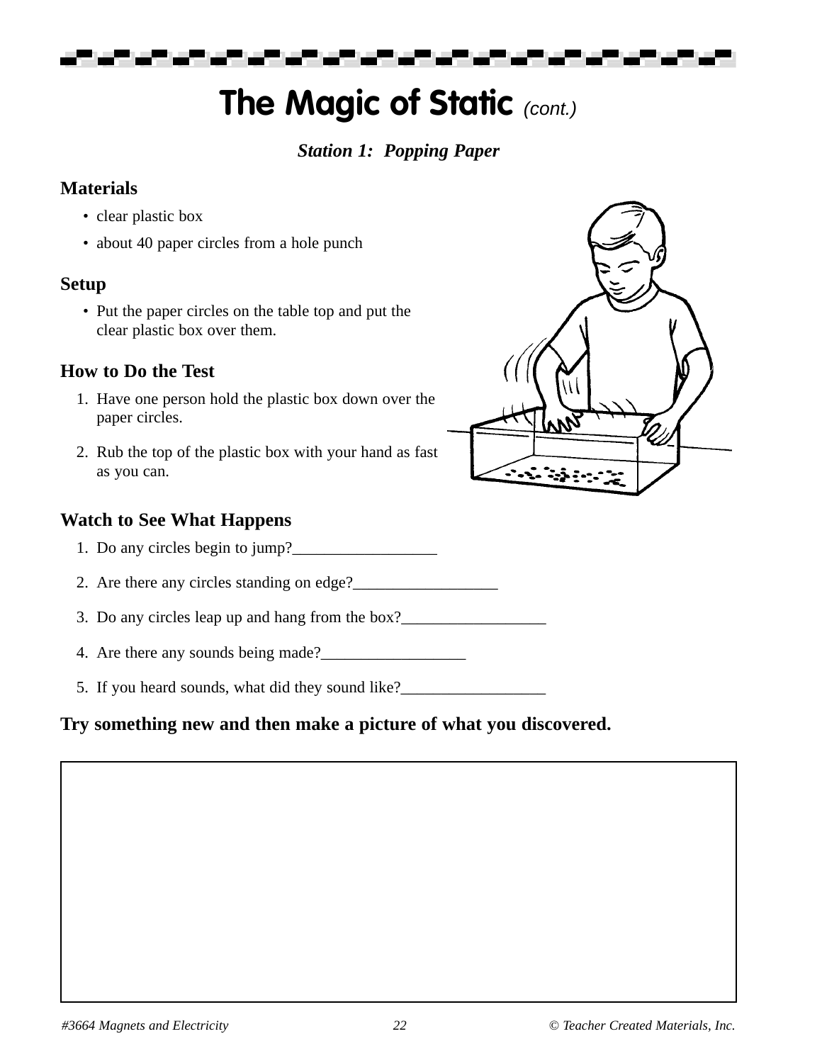# The Magic of Static *(cont.)*

***Station 1: Popping Paper***

## Materials

- clear plastic box
- about 40 paper circles from a hole punch

## Setup

- Put the paper circles on the table top and put the clear plastic box over them.

## How to Do the Test

1. Have one person hold the plastic box down over the paper circles.
2. Rub the top of the plastic box with your hand as fast as you can.

## Watch to See What Happens

1. Do any circles begin to jump?__________________
2. Are there any circles standing on edge?__________________
3. Do any circles leap up and hang from the box?__________________
4. Are there any sounds being made?__________________
5. If you heard sounds, what did they sound like?__________________

**Try something new and then make a picture of what you discovered.**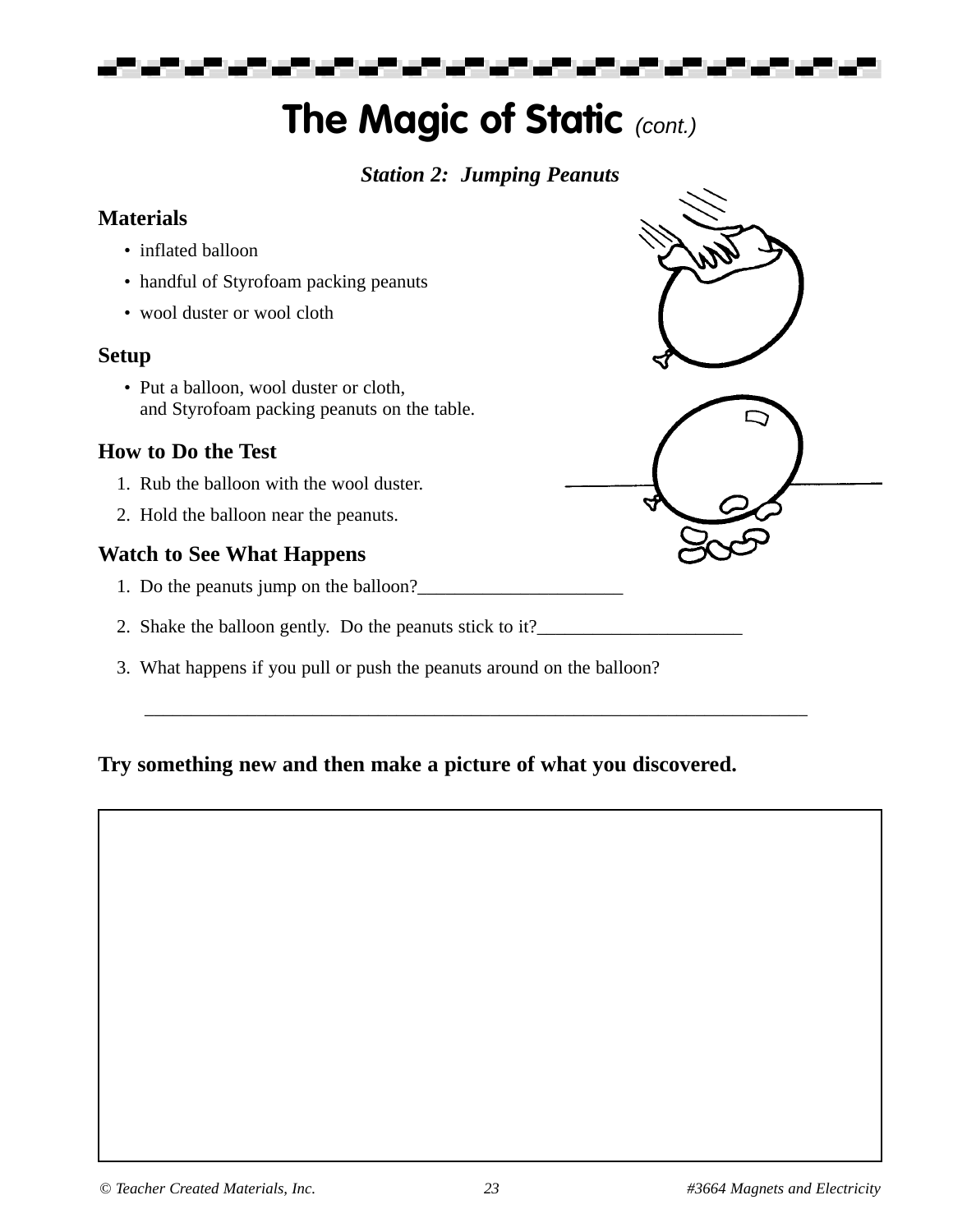# The Magic of Static *(cont.)*

***Station 2: Jumping Peanuts***

### Materials

- inflated balloon
- handful of Styrofoam packing peanuts
- wool duster or wool cloth

### Setup

- Put a balloon, wool duster or cloth, and Styrofoam packing peanuts on the table.

### How to Do the Test

1. Rub the balloon with the wool duster.
2. Hold the balloon near the peanuts.

### Watch to See What Happens

1. Do the peanuts jump on the balloon?______________________
2. Shake the balloon gently. Do the peanuts stick to it?______________________
3. What happens if you pull or push the peanuts around on the balloon?

   ________________________________________________________________________

**Try something new and then make a picture of what you discovered.**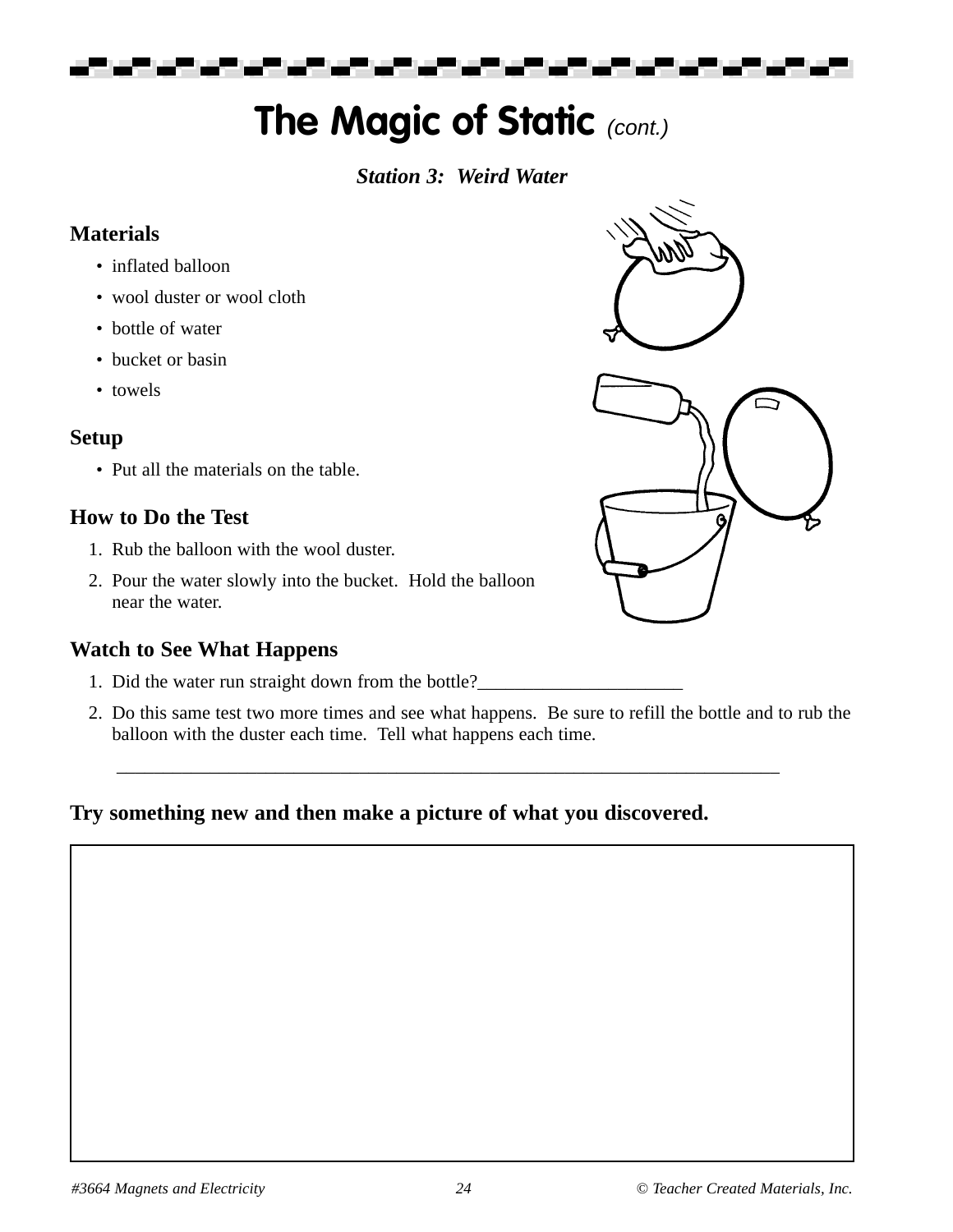# The Magic of Static *(cont.)*

***Station 3: Weird Water***

## Materials

- inflated balloon
- wool duster or wool cloth
- bottle of water
- bucket or basin
- towels

## Setup

- Put all the materials on the table.

## How to Do the Test

1. Rub the balloon with the wool duster.
2. Pour the water slowly into the bucket. Hold the balloon near the water.

## Watch to See What Happens

1. Did the water run straight down from the bottle?______________________
2. Do this same test two more times and see what happens. Be sure to refill the bottle and to rub the balloon with the duster each time. Tell what happens each time.

_________________________________________________________________________

**Try something new and then make a picture of what you discovered.**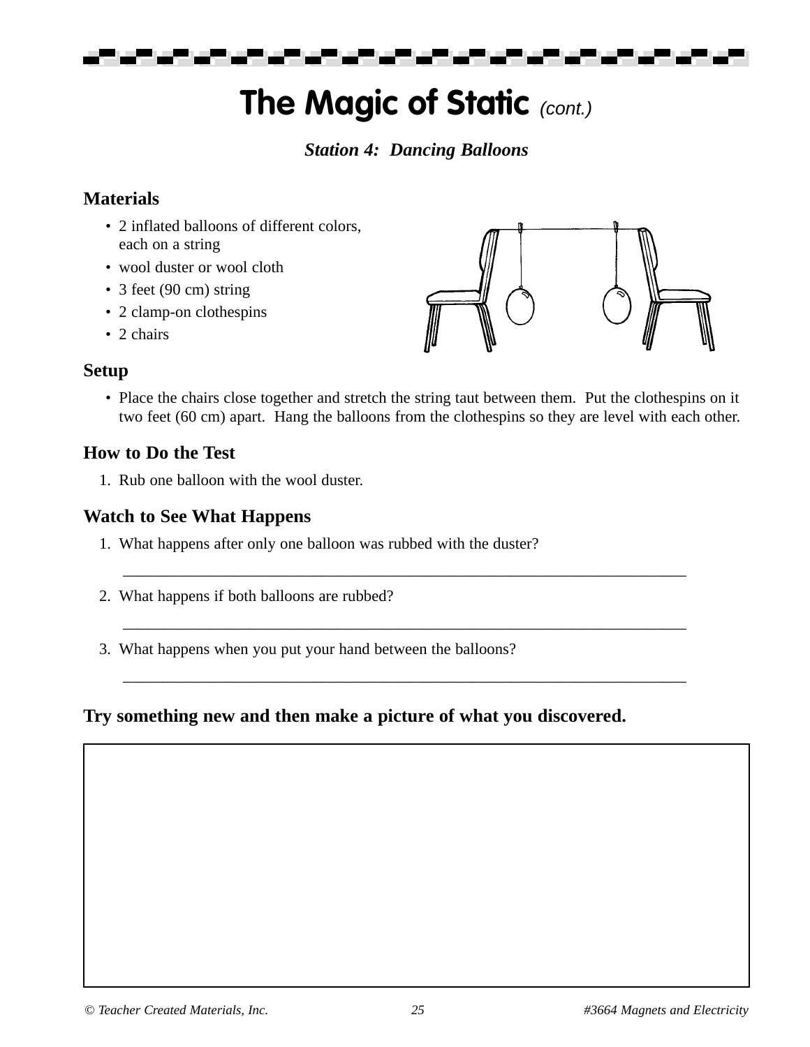# The Magic of Static *(cont.)*

***Station 4: Dancing Balloons***

## Materials

- 2 inflated balloons of different colors, each on a string
- wool duster or wool cloth
- 3 feet (90 cm) string
- 2 clamp-on clothespins
- 2 chairs

## Setup

- Place the chairs close together and stretch the string taut between them. Put the clothespins on it two feet (60 cm) apart. Hang the balloons from the clothespins so they are level with each other.

## How to Do the Test

1. Rub one balloon with the wool duster.

## Watch to See What Happens

1. What happens after only one balloon was rubbed with the duster?

   ______________________________________________________________

2. What happens if both balloons are rubbed?

   ______________________________________________________________

3. What happens when you put your hand between the balloons?

   ______________________________________________________________

**Try something new and then make a picture of what you discovered.**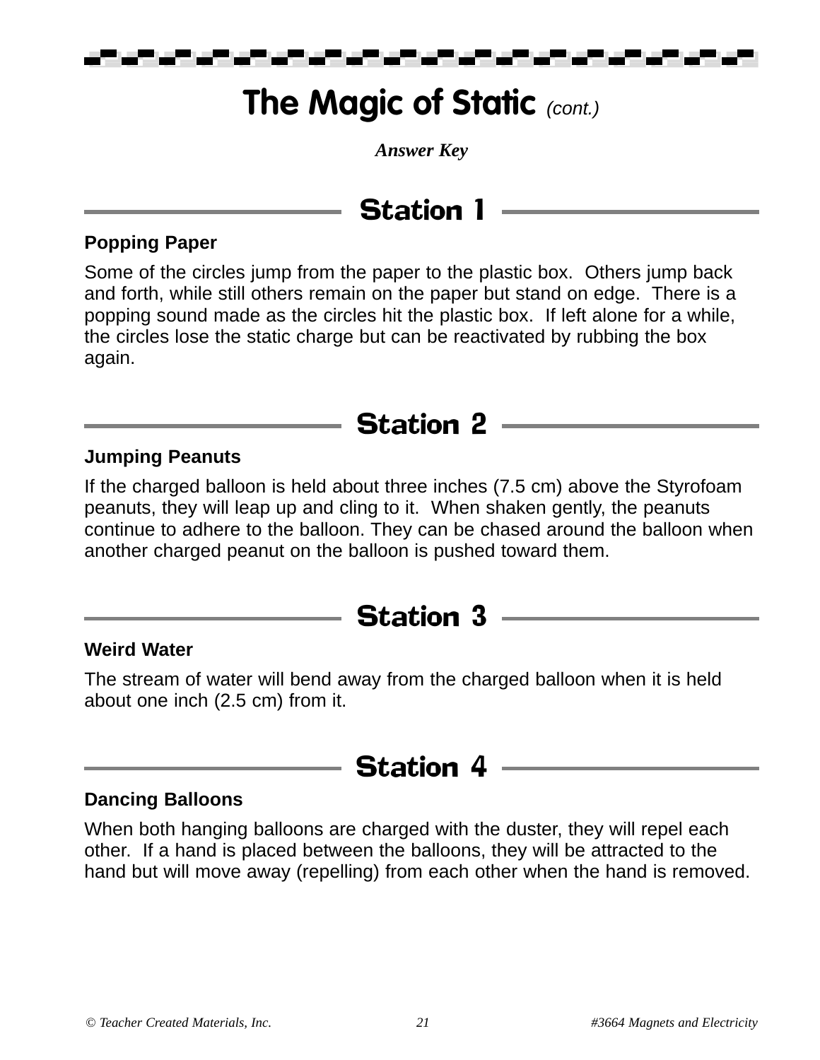# The Magic of Static *(cont.)*

***Answer Key***

## Station 1

**Popping Paper**

Some of the circles jump from the paper to the plastic box. Others jump back and forth, while still others remain on the paper but stand on edge. There is a popping sound made as the circles hit the plastic box. If left alone for a while, the circles lose the static charge but can be reactivated by rubbing the box again.

## Station 2

**Jumping Peanuts**

If the charged balloon is held about three inches (7.5 cm) above the Styrofoam peanuts, they will leap up and cling to it. When shaken gently, the peanuts continue to adhere to the balloon. They can be chased around the balloon when another charged peanut on the balloon is pushed toward them.

## Station 3

**Weird Water**

The stream of water will bend away from the charged balloon when it is held about one inch (2.5 cm) from it.

## Station 4

**Dancing Balloons**

When both hanging balloons are charged with the duster, they will repel each other. If a hand is placed between the balloons, they will be attracted to the hand but will move away (repelling) from each other when the hand is removed.